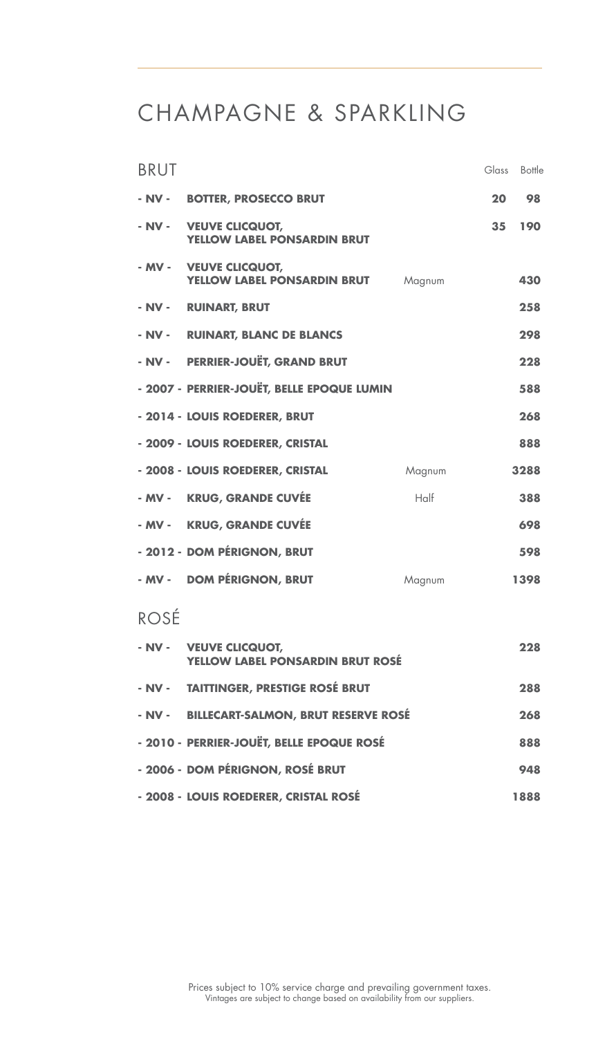# CHAMPAGNE & SPARKLING

## BRUT

| Vintage | Wine | Size | Glass | Bottle |
|---|---|---|---|---|
| **- NV -** | **BOTTER, PROSECCO BRUT** | | **20** | **98** |
| **- NV -** | **VEUVE CLICQUOT, YELLOW LABEL PONSARDIN BRUT** | | **35** | **190** |
| **- MV -** | **VEUVE CLICQUOT, YELLOW LABEL PONSARDIN BRUT** | Magnum | | **430** |
| **- NV -** | **RUINART, BRUT** | | | **258** |
| **- NV -** | **RUINART, BLANC DE BLANCS** | | | **298** |
| **- NV -** | **PERRIER-JOUËT, GRAND BRUT** | | | **228** |
| **- 2007 -** | **PERRIER-JOUËT, BELLE EPOQUE LUMIN** | | | **588** |
| **- 2014 -** | **LOUIS ROEDERER, BRUT** | | | **268** |
| **- 2009 -** | **LOUIS ROEDERER, CRISTAL** | | | **888** |
| **- 2008 -** | **LOUIS ROEDERER, CRISTAL** | Magnum | | **3288** |
| **- MV -** | **KRUG, GRANDE CUVÉE** | Half | | **388** |
| **- MV -** | **KRUG, GRANDE CUVÉE** | | | **698** |
| **- 2012 -** | **DOM PÉRIGNON, BRUT** | | | **598** |
| **- MV -** | **DOM PÉRIGNON, BRUT** | Magnum | | **1398** |

## ROSÉ

| Vintage | Wine | Bottle |
|---|---|---|
| **- NV -** | **VEUVE CLICQUOT, YELLOW LABEL PONSARDIN BRUT ROSÉ** | **228** |
| **- NV -** | **TAITTINGER, PRESTIGE ROSÉ BRUT** | **288** |
| **- NV -** | **BILLECART-SALMON, BRUT RESERVE ROSÉ** | **268** |
| **- 2010 -** | **PERRIER-JOUËT, BELLE EPOQUE ROSÉ** | **888** |
| **- 2006 -** | **DOM PÉRIGNON, ROSÉ BRUT** | **948** |
| **- 2008 -** | **LOUIS ROEDERER, CRISTAL ROSÉ** | **1888** |

Prices subject to 10% service charge and prevailing government taxes.
Vintages are subject to change based on availability from our suppliers.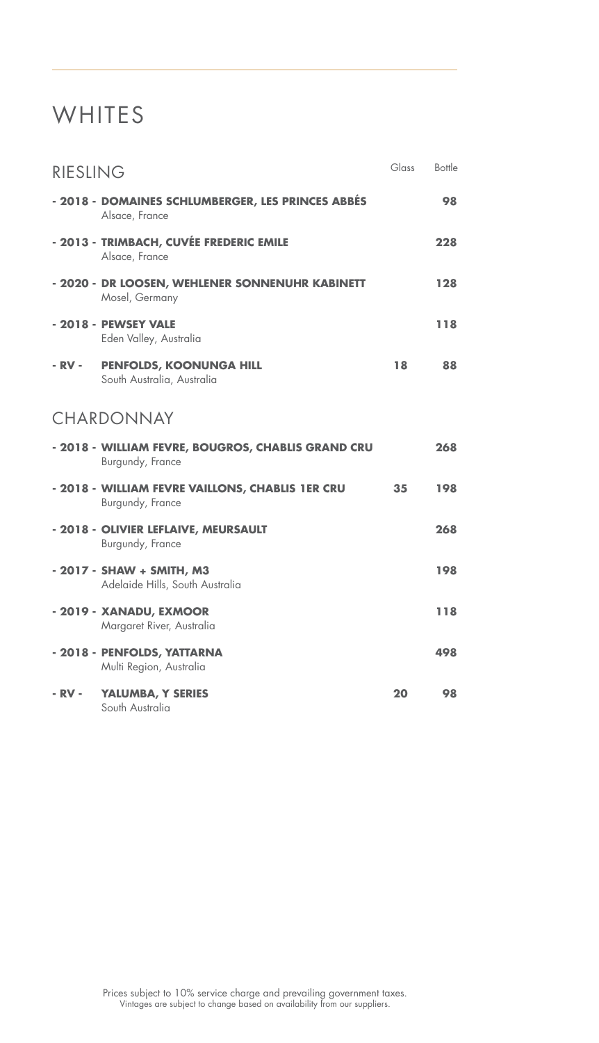# WHITES

## RIESLING

| | | Glass | Bottle |
|---|---|---|---|
| **- 2018 -** | **DOMAINES SCHLUMBERGER, LES PRINCES ABBÉS**<br>Alsace, France | | **98** |
| **- 2013 -** | **TRIMBACH, CUVÉE FREDERIC EMILE**<br>Alsace, France | | **228** |
| **- 2020 -** | **DR LOOSEN, WEHLENER SONNENUHR KABINETT**<br>Mosel, Germany | | **128** |
| **- 2018 -** | **PEWSEY VALE**<br>Eden Valley, Australia | | **118** |
| **- RV -** | **PENFOLDS, KOONUNGA HILL**<br>South Australia, Australia | **18** | **88** |

## CHARDONNAY

| | | Glass | Bottle |
|---|---|---|---|
| **- 2018 -** | **WILLIAM FEVRE, BOUGROS, CHABLIS GRAND CRU**<br>Burgundy, France | | **268** |
| **- 2018 -** | **WILLIAM FEVRE VAILLONS, CHABLIS 1ER CRU**<br>Burgundy, France | **35** | **198** |
| **- 2018 -** | **OLIVIER LEFLAIVE, MEURSAULT**<br>Burgundy, France | | **268** |
| **- 2017 -** | **SHAW + SMITH, M3**<br>Adelaide Hills, South Australia | | **198** |
| **- 2019 -** | **XANADU, EXMOOR**<br>Margaret River, Australia | | **118** |
| **- 2018 -** | **PENFOLDS, YATTARNA**<br>Multi Region, Australia | | **498** |
| **- RV -** | **YALUMBA, Y SERIES**<br>South Australia | **20** | **98** |

Prices subject to 10% service charge and prevailing government taxes.
Vintages are subject to change based on availability from our suppliers.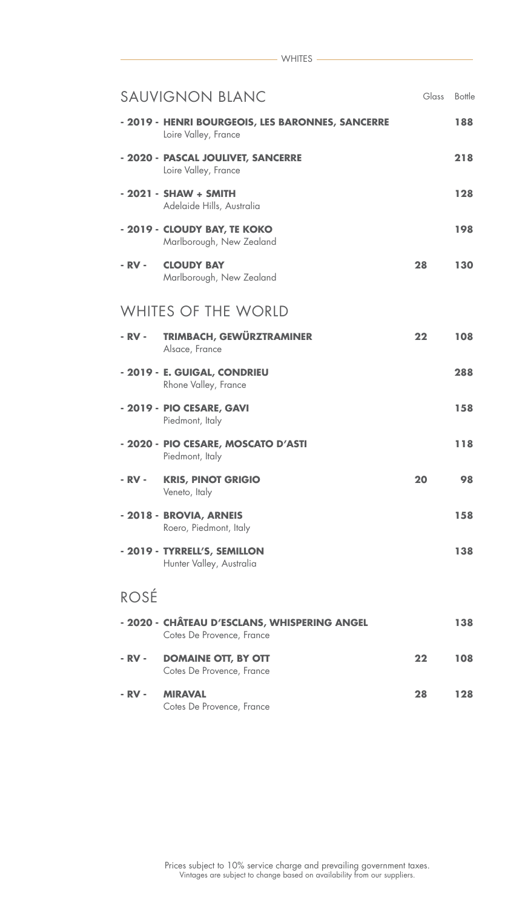# WHITES

## SAUVIGNON BLANC

| | | Glass | Bottle |
|---|---|---|---|
| - 2019 - | **HENRI BOURGEOIS, LES BARONNES, SANCERRE**<br>Loire Valley, France | | **188** |
| - 2020 - | **PASCAL JOULIVET, SANCERRE**<br>Loire Valley, France | | **218** |
| - 2021 - | **SHAW + SMITH**<br>Adelaide Hills, Australia | | **128** |
| - 2019 - | **CLOUDY BAY, TE KOKO**<br>Marlborough, New Zealand | | **198** |
| - RV - | **CLOUDY BAY**<br>Marlborough, New Zealand | **28** | **130** |

## WHITES OF THE WORLD

| | | Glass | Bottle |
|---|---|---|---|
| - RV - | **TRIMBACH, GEWÜRZTRAMINER**<br>Alsace, France | **22** | **108** |
| - 2019 - | **E. GUIGAL, CONDRIEU**<br>Rhone Valley, France | | **288** |
| - 2019 - | **PIO CESARE, GAVI**<br>Piedmont, Italy | | **158** |
| - 2020 - | **PIO CESARE, MOSCATO D'ASTI**<br>Piedmont, Italy | | **118** |
| - RV - | **KRIS, PINOT GRIGIO**<br>Veneto, Italy | **20** | **98** |
| - 2018 - | **BROVIA, ARNEIS**<br>Roero, Piedmont, Italy | | **158** |
| - 2019 - | **TYRRELL'S, SEMILLON**<br>Hunter Valley, Australia | | **138** |

## ROSÉ

| | | Glass | Bottle |
|---|---|---|---|
| - 2020 - | **CHÂTEAU D'ESCLANS, WHISPERING ANGEL**<br>Cotes De Provence, France | | **138** |
| - RV - | **DOMAINE OTT, BY OTT**<br>Cotes De Provence, France | **22** | **108** |
| - RV - | **MIRAVAL**<br>Cotes De Provence, France | **28** | **128** |

Prices subject to 10% service charge and prevailing government taxes.
Vintages are subject to change based on availability from our suppliers.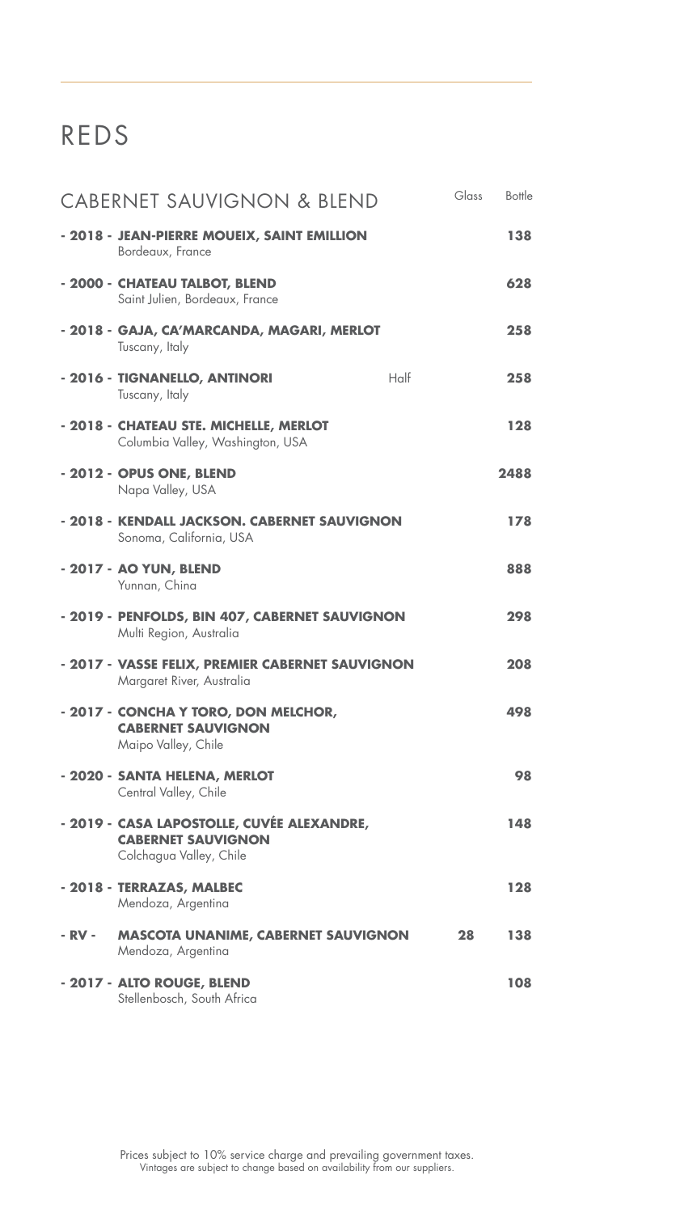# REDS

| CABERNET SAUVIGNON & BLEND | | Glass | Bottle |
|---|---|---|---|
| **- 2018 - JEAN-PIERRE MOUEIX, SAINT EMILLION**<br>Bordeaux, France | | | **138** |
| **- 2000 - CHATEAU TALBOT, BLEND**<br>Saint Julien, Bordeaux, France | | | **628** |
| **- 2018 - GAJA, CA'MARCANDA, MAGARI, MERLOT**<br>Tuscany, Italy | | | **258** |
| **- 2016 - TIGNANELLO, ANTINORI**<br>Tuscany, Italy | Half | | **258** |
| **- 2018 - CHATEAU STE. MICHELLE, MERLOT**<br>Columbia Valley, Washington, USA | | | **128** |
| **- 2012 - OPUS ONE, BLEND**<br>Napa Valley, USA | | | **2488** |
| **- 2018 - KENDALL JACKSON. CABERNET SAUVIGNON**<br>Sonoma, California, USA | | | **178** |
| **- 2017 - AO YUN, BLEND**<br>Yunnan, China | | | **888** |
| **- 2019 - PENFOLDS, BIN 407, CABERNET SAUVIGNON**<br>Multi Region, Australia | | | **298** |
| **- 2017 - VASSE FELIX, PREMIER CABERNET SAUVIGNON**<br>Margaret River, Australia | | | **208** |
| **- 2017 - CONCHA Y TORO, DON MELCHOR, CABERNET SAUVIGNON**<br>Maipo Valley, Chile | | | **498** |
| **- 2020 - SANTA HELENA, MERLOT**<br>Central Valley, Chile | | | **98** |
| **- 2019 - CASA LAPOSTOLLE, CUVÉE ALEXANDRE, CABERNET SAUVIGNON**<br>Colchagua Valley, Chile | | | **148** |
| **- 2018 - TERRAZAS, MALBEC**<br>Mendoza, Argentina | | | **128** |
| **- RV - MASCOTA UNANIME, CABERNET SAUVIGNON**<br>Mendoza, Argentina | | **28** | **138** |
| **- 2017 - ALTO ROUGE, BLEND**<br>Stellenbosch, South Africa | | | **108** |

Prices subject to 10% service charge and prevailing government taxes.
Vintages are subject to change based on availability from our suppliers.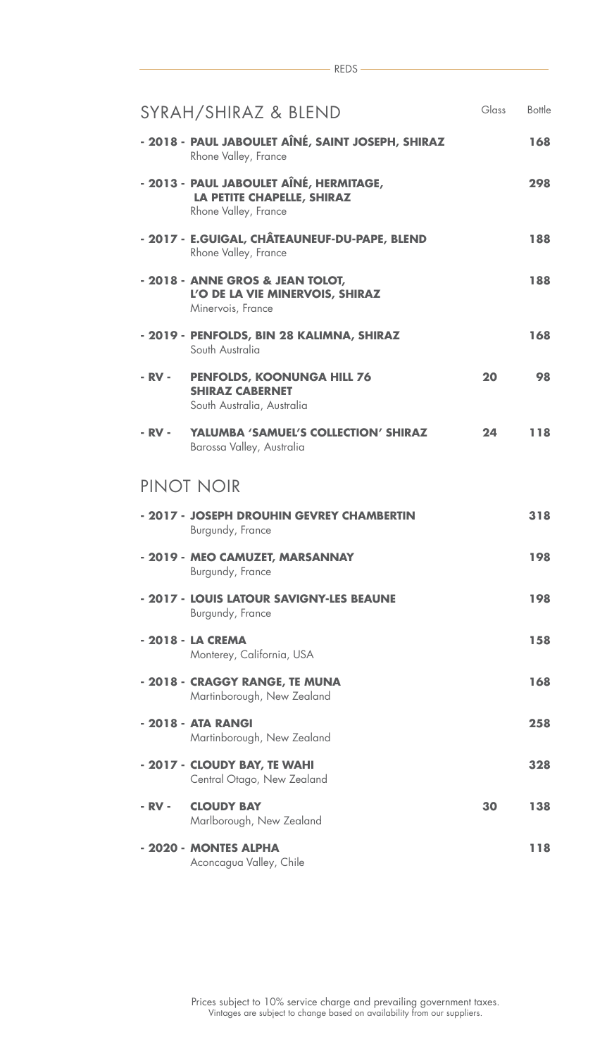REDS

## SYRAH/SHIRAZ & BLEND

| | | Glass | Bottle |
|---|---|---|---|
| - 2018 - | **PAUL JABOULET AÎNÉ, SAINT JOSEPH, SHIRAZ**<br>Rhone Valley, France | | **168** |
| - 2013 - | **PAUL JABOULET AÎNÉ, HERMITAGE, LA PETITE CHAPELLE, SHIRAZ**<br>Rhone Valley, France | | **298** |
| - 2017 - | **E.GUIGAL, CHÂTEAUNEUF-DU-PAPE, BLEND**<br>Rhone Valley, France | | **188** |
| - 2018 - | **ANNE GROS & JEAN TOLOT, L'O DE LA VIE MINERVOIS, SHIRAZ**<br>Minervois, France | | **188** |
| - 2019 - | **PENFOLDS, BIN 28 KALIMNA, SHIRAZ**<br>South Australia | | **168** |
| - RV - | **PENFOLDS, KOONUNGA HILL 76 SHIRAZ CABERNET**<br>South Australia, Australia | **20** | **98** |
| - RV - | **YALUMBA 'SAMUEL'S COLLECTION' SHIRAZ**<br>Barossa Valley, Australia | **24** | **118** |

## PINOT NOIR

| | | Glass | Bottle |
|---|---|---|---|
| - 2017 - | **JOSEPH DROUHIN GEVREY CHAMBERTIN**<br>Burgundy, France | | **318** |
| - 2019 - | **MEO CAMUZET, MARSANNAY**<br>Burgundy, France | | **198** |
| - 2017 - | **LOUIS LATOUR SAVIGNY-LES BEAUNE**<br>Burgundy, France | | **198** |
| - 2018 - | **LA CREMA**<br>Monterey, California, USA | | **158** |
| - 2018 - | **CRAGGY RANGE, TE MUNA**<br>Martinborough, New Zealand | | **168** |
| - 2018 - | **ATA RANGI**<br>Martinborough, New Zealand | | **258** |
| - 2017 - | **CLOUDY BAY, TE WAHI**<br>Central Otago, New Zealand | | **328** |
| - RV - | **CLOUDY BAY**<br>Marlborough, New Zealand | **30** | **138** |
| - 2020 - | **MONTES ALPHA**<br>Aconcagua Valley, Chile | | **118** |

Prices subject to 10% service charge and prevailing government taxes.
Vintages are subject to change based on availability from our suppliers.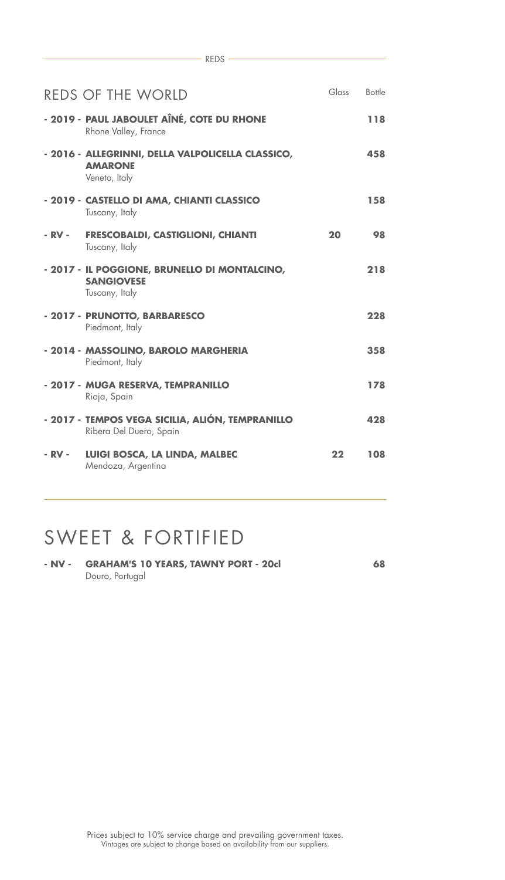REDS

## REDS OF THE WORLD

| Vintage | Wine | Glass | Bottle |
|---|---|---|---|
| - 2019 - | **PAUL JABOULET AÎNÉ, COTE DU RHONE**<br>Rhone Valley, France | | **118** |
| - 2016 - | **ALLEGRINNI, DELLA VALPOLICELLA CLASSICO, AMARONE**<br>Veneto, Italy | | **458** |
| - 2019 - | **CASTELLO DI AMA, CHIANTI CLASSICO**<br>Tuscany, Italy | | **158** |
| - RV - | **FRESCOBALDI, CASTIGLIONI, CHIANTI**<br>Tuscany, Italy | **20** | **98** |
| - 2017 - | **IL POGGIONE, BRUNELLO DI MONTALCINO, SANGIOVESE**<br>Tuscany, Italy | | **218** |
| - 2017 - | **PRUNOTTO, BARBARESCO**<br>Piedmont, Italy | | **228** |
| - 2014 - | **MASSOLINO, BAROLO MARGHERIA**<br>Piedmont, Italy | | **358** |
| - 2017 - | **MUGA RESERVA, TEMPRANILLO**<br>Rioja, Spain | | **178** |
| - 2017 - | **TEMPOS VEGA SICILIA, ALIÓN, TEMPRANILLO**<br>Ribera Del Duero, Spain | | **428** |
| - RV - | **LUIGI BOSCA, LA LINDA, MALBEC**<br>Mendoza, Argentina | **22** | **108** |

# SWEET & FORTIFIED

| Vintage | Wine | Bottle |
|---|---|---|
| - NV - | **GRAHAM'S 10 YEARS, TAWNY PORT - 20cl**<br>Douro, Portugal | **68** |

Prices subject to 10% service charge and prevailing government taxes.
Vintages are subject to change based on availability from our suppliers.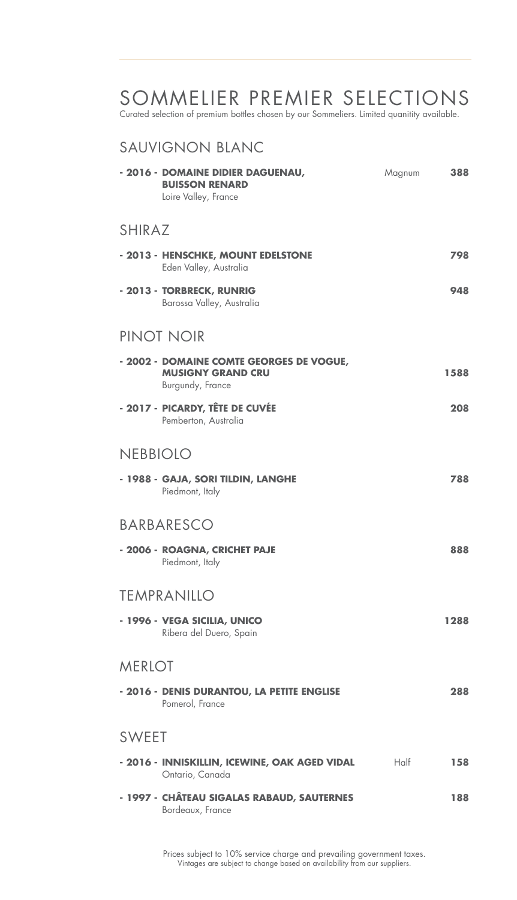# SOMMELIER PREMIER SELECTIONS

Curated selection of premium bottles chosen by our Sommeliers. Limited quanitity available.

## SAUVIGNON BLANC

| | | |
|---|---|---|
| **- 2016 - DOMAINE DIDIER DAGUENAU, BUISSON RENARD**<br>Loire Valley, France | Magnum | **388** |

## SHIRAZ

| | | |
|---|---|---|
| **- 2013 - HENSCHKE, MOUNT EDELSTONE**<br>Eden Valley, Australia | | **798** |
| **- 2013 - TORBRECK, RUNRIG**<br>Barossa Valley, Australia | | **948** |

## PINOT NOIR

| | | |
|---|---|---|
| **- 2002 - DOMAINE COMTE GEORGES DE VOGUE, MUSIGNY GRAND CRU**<br>Burgundy, France | | **1588** |
| **- 2017 - PICARDY, TÊTE DE CUVÉE**<br>Pemberton, Australia | | **208** |

## NEBBIOLO

| | | |
|---|---|---|
| **- 1988 - GAJA, SORI TILDIN, LANGHE**<br>Piedmont, Italy | | **788** |

## BARBARESCO

| | | |
|---|---|---|
| **- 2006 - ROAGNA, CRICHET PAJE**<br>Piedmont, Italy | | **888** |

## TEMPRANILLO

| | | |
|---|---|---|
| **- 1996 - VEGA SICILIA, UNICO**<br>Ribera del Duero, Spain | | **1288** |

## MERLOT

| | | |
|---|---|---|
| **- 2016 - DENIS DURANTOU, LA PETITE ENGLISE**<br>Pomerol, France | | **288** |

## SWEET

| | | |
|---|---|---|
| **- 2016 - INNISKILLIN, ICEWINE, OAK AGED VIDAL**<br>Ontario, Canada | Half | **158** |
| **- 1997 - CHÂTEAU SIGALAS RABAUD, SAUTERNES**<br>Bordeaux, France | | **188** |

Prices subject to 10% service charge and prevailing government taxes.
Vintages are subject to change based on availability from our suppliers.